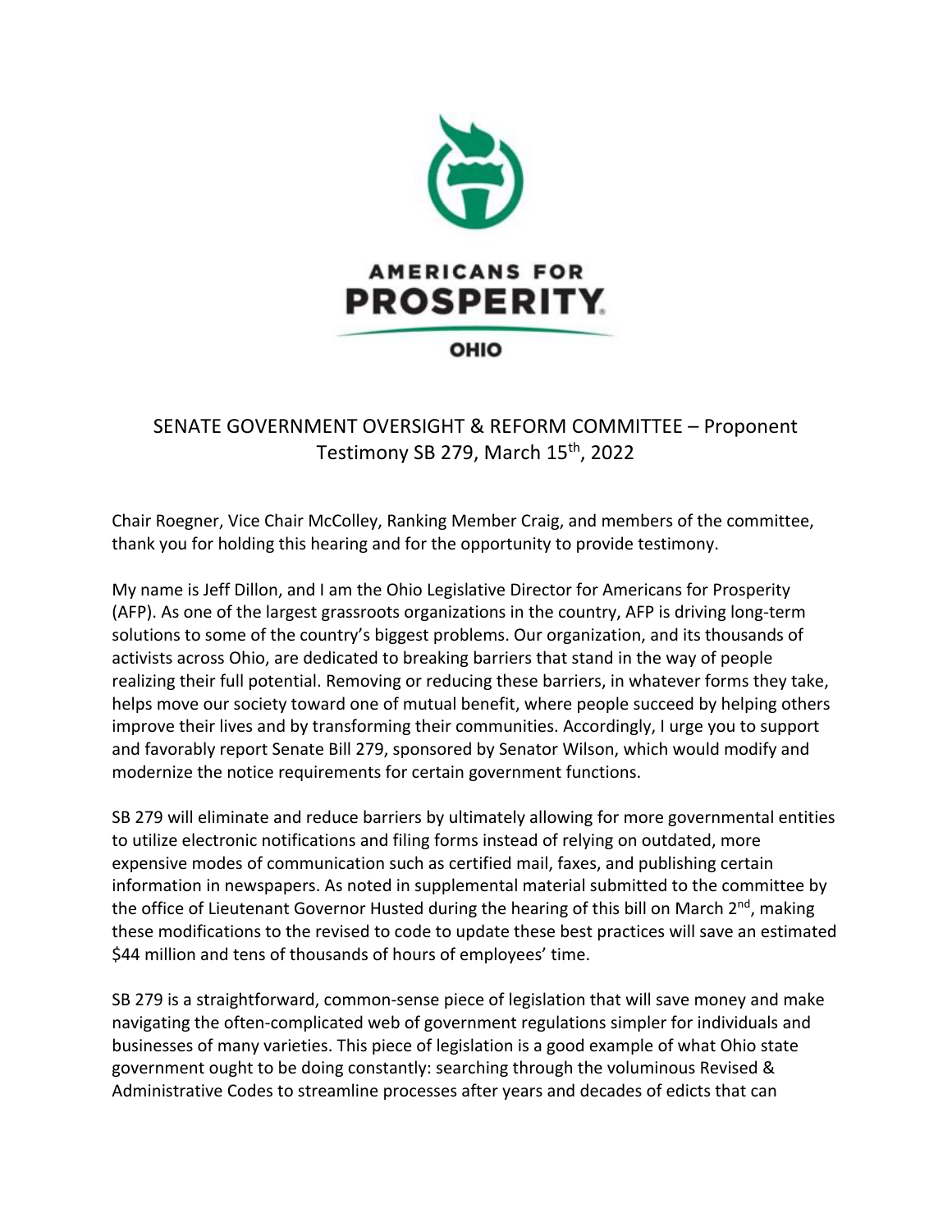AMERICANS FOR PROSPERITY

OHIO

SENATE GOVERNMENT OVERSIGHT & REFORM COMMITTEE – Proponent Testimony SB 279, March 15th, 2022

Chair Roegner, Vice Chair McColley, Ranking Member Craig, and members of the committee, thank you for holding this hearing and for the opportunity to provide testimony.

My name is Jeff Dillon, and I am the Ohio Legislative Director for Americans for Prosperity (AFP). As one of the largest grassroots organizations in the country, AFP is driving long-term solutions to some of the country's biggest problems. Our organization, and its thousands of activists across Ohio, are dedicated to breaking barriers that stand in the way of people realizing their full potential. Removing or reducing these barriers, in whatever forms they take, helps move our society toward one of mutual benefit, where people succeed by helping others improve their lives and by transforming their communities. Accordingly, I urge you to support and favorably report Senate Bill 279, sponsored by Senator Wilson, which would modify and modernize the notice requirements for certain government functions.

SB 279 will eliminate and reduce barriers by ultimately allowing for more governmental entities to utilize electronic notifications and filing forms instead of relying on outdated, more expensive modes of communication such as certified mail, faxes, and publishing certain information in newspapers. As noted in supplemental material submitted to the committee by the office of Lieutenant Governor Husted during the hearing of this bill on March 2nd, making these modifications to the revised to code to update these best practices will save an estimated $44 million and tens of thousands of hours of employees' time.

SB 279 is a straightforward, common-sense piece of legislation that will save money and make navigating the often-complicated web of government regulations simpler for individuals and businesses of many varieties. This piece of legislation is a good example of what Ohio state government ought to be doing constantly: searching through the voluminous Revised & Administrative Codes to streamline processes after years and decades of edicts that can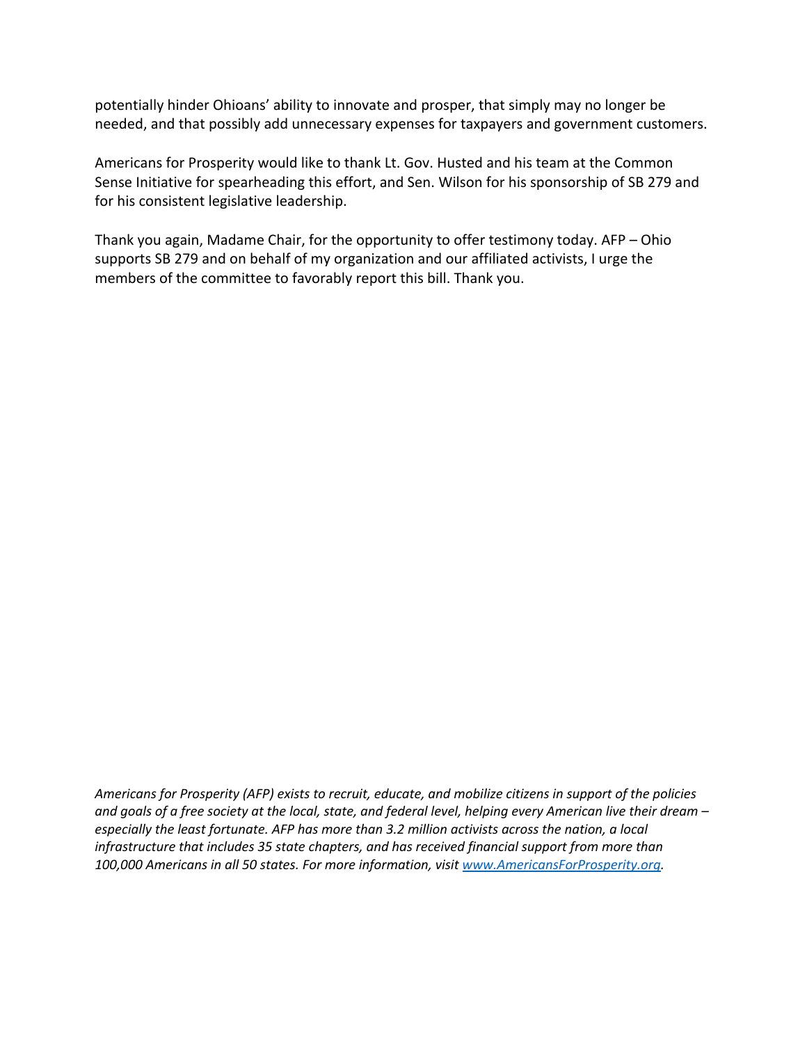potentially hinder Ohioans' ability to innovate and prosper, that simply may no longer be needed, and that possibly add unnecessary expenses for taxpayers and government customers.

Americans for Prosperity would like to thank Lt. Gov. Husted and his team at the Common Sense Initiative for spearheading this effort, and Sen. Wilson for his sponsorship of SB 279 and for his consistent legislative leadership.

Thank you again, Madame Chair, for the opportunity to offer testimony today. AFP – Ohio supports SB 279 and on behalf of my organization and our affiliated activists, I urge the members of the committee to favorably report this bill. Thank you.

*Americans for Prosperity (AFP) exists to recruit, educate, and mobilize citizens in support of the policies and goals of a free society at the local, state, and federal level, helping every American live their dream – especially the least fortunate. AFP has more than 3.2 million activists across the nation, a local infrastructure that includes 35 state chapters, and has received financial support from more than 100,000 Americans in all 50 states. For more information, visit [www.AmericansForProsperity.org](http://www.AmericansForProsperity.org).*